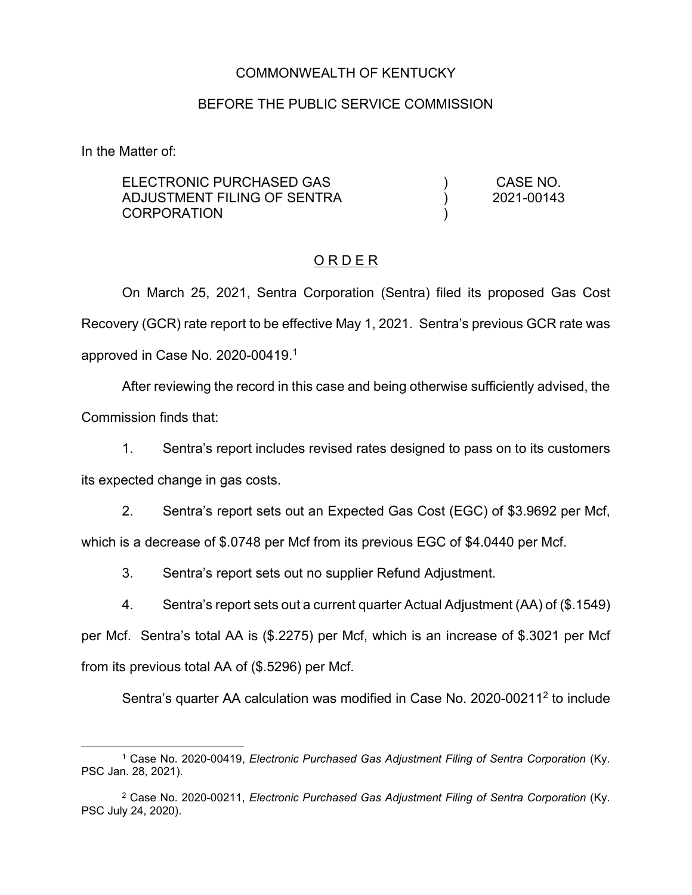COMMONWEALTH OF KENTUCKY

BEFORE THE PUBLIC SERVICE COMMISSION

In the Matter of:

| | | |
|---|---|---|
| ELECTRONIC PURCHASED GAS ADJUSTMENT FILING OF SENTRA CORPORATION | ) ) ) | CASE NO. 2021-00143 |

O R D E R

On March 25, 2021, Sentra Corporation (Sentra) filed its proposed Gas Cost Recovery (GCR) rate report to be effective May 1, 2021. Sentra's previous GCR rate was approved in Case No. 2020-00419.[1]

After reviewing the record in this case and being otherwise sufficiently advised, the Commission finds that:

1. Sentra's report includes revised rates designed to pass on to its customers its expected change in gas costs.

2. Sentra's report sets out an Expected Gas Cost (EGC) of $3.9692 per Mcf, which is a decrease of $.0748 per Mcf from its previous EGC of $4.0440 per Mcf.

3. Sentra's report sets out no supplier Refund Adjustment.

4. Sentra's report sets out a current quarter Actual Adjustment (AA) of ($.1549) per Mcf. Sentra's total AA is ($.2275) per Mcf, which is an increase of $.3021 per Mcf from its previous total AA of ($.5296) per Mcf.

Sentra's quarter AA calculation was modified in Case No. 2020-00211[2] to include

---

[1] Case No. 2020-00419, *Electronic Purchased Gas Adjustment Filing of Sentra Corporation* (Ky. PSC Jan. 28, 2021).

[2] Case No. 2020-00211, *Electronic Purchased Gas Adjustment Filing of Sentra Corporation* (Ky. PSC July 24, 2020).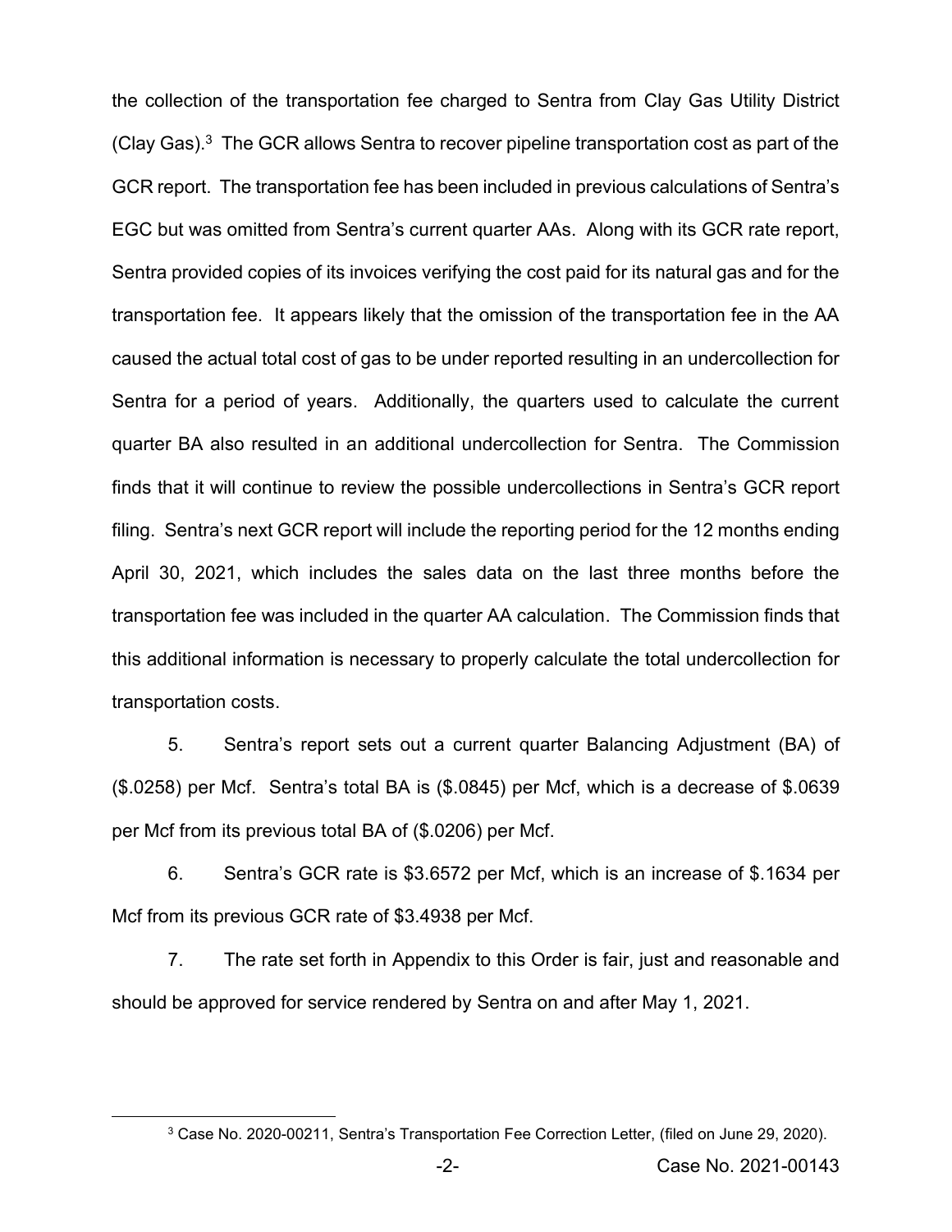the collection of the transportation fee charged to Sentra from Clay Gas Utility District (Clay Gas).[3] The GCR allows Sentra to recover pipeline transportation cost as part of the GCR report. The transportation fee has been included in previous calculations of Sentra's EGC but was omitted from Sentra's current quarter AAs. Along with its GCR rate report, Sentra provided copies of its invoices verifying the cost paid for its natural gas and for the transportation fee. It appears likely that the omission of the transportation fee in the AA caused the actual total cost of gas to be under reported resulting in an undercollection for Sentra for a period of years. Additionally, the quarters used to calculate the current quarter BA also resulted in an additional undercollection for Sentra. The Commission finds that it will continue to review the possible undercollections in Sentra's GCR report filing. Sentra's next GCR report will include the reporting period for the 12 months ending April 30, 2021, which includes the sales data on the last three months before the transportation fee was included in the quarter AA calculation. The Commission finds that this additional information is necessary to properly calculate the total undercollection for transportation costs.

5. Sentra's report sets out a current quarter Balancing Adjustment (BA) of ($.0258) per Mcf. Sentra's total BA is ($.0845) per Mcf, which is a decrease of $.0639 per Mcf from its previous total BA of ($.0206) per Mcf.

6. Sentra's GCR rate is $3.6572 per Mcf, which is an increase of $.1634 per Mcf from its previous GCR rate of $3.4938 per Mcf.

7. The rate set forth in Appendix to this Order is fair, just and reasonable and should be approved for service rendered by Sentra on and after May 1, 2021.

[3] Case No. 2020-00211, Sentra's Transportation Fee Correction Letter, (filed on June 29, 2020).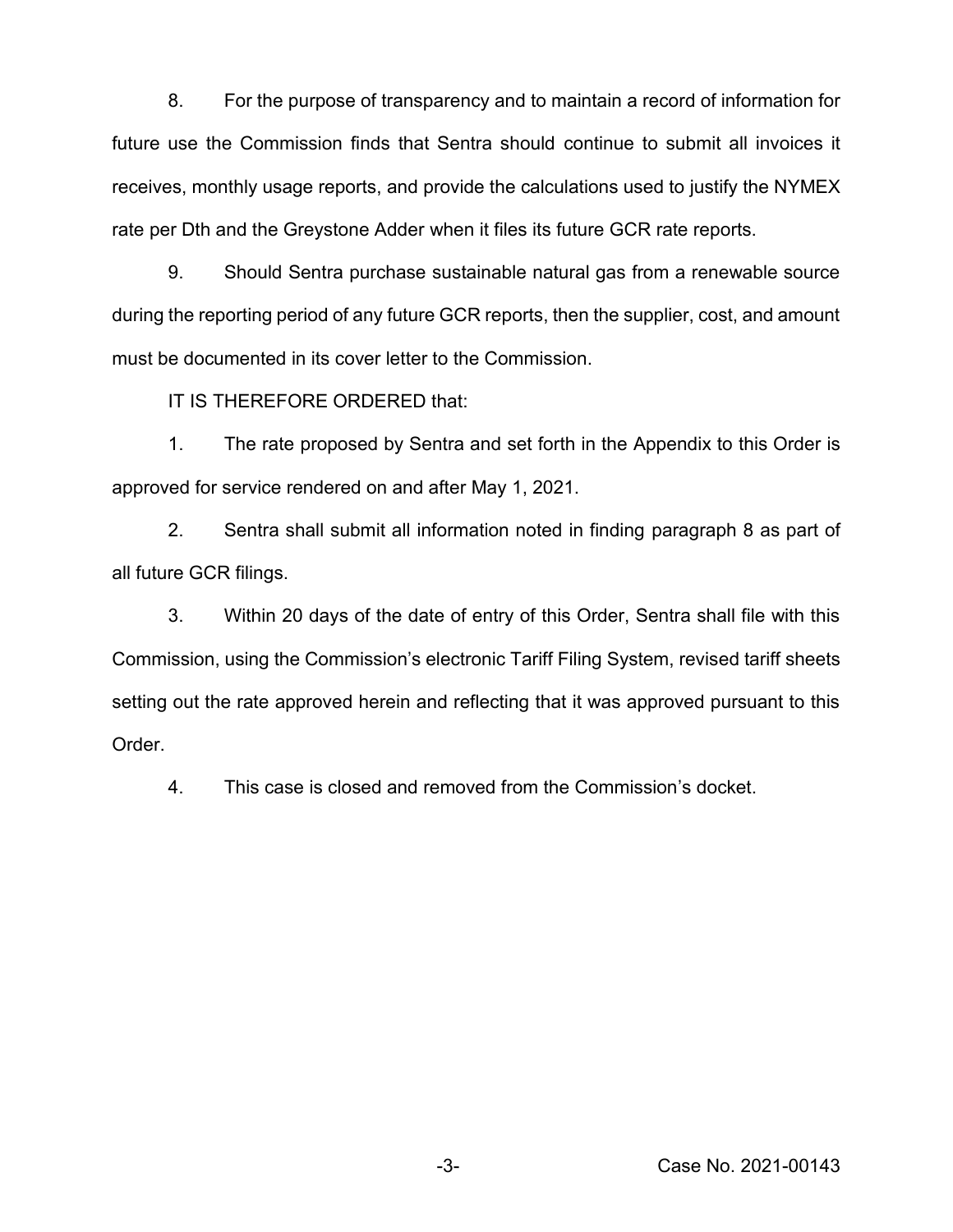8. For the purpose of transparency and to maintain a record of information for future use the Commission finds that Sentra should continue to submit all invoices it receives, monthly usage reports, and provide the calculations used to justify the NYMEX rate per Dth and the Greystone Adder when it files its future GCR rate reports.

9. Should Sentra purchase sustainable natural gas from a renewable source during the reporting period of any future GCR reports, then the supplier, cost, and amount must be documented in its cover letter to the Commission.

IT IS THEREFORE ORDERED that:

1. The rate proposed by Sentra and set forth in the Appendix to this Order is approved for service rendered on and after May 1, 2021.

2. Sentra shall submit all information noted in finding paragraph 8 as part of all future GCR filings.

3. Within 20 days of the date of entry of this Order, Sentra shall file with this Commission, using the Commission's electronic Tariff Filing System, revised tariff sheets setting out the rate approved herein and reflecting that it was approved pursuant to this Order.

4. This case is closed and removed from the Commission's docket.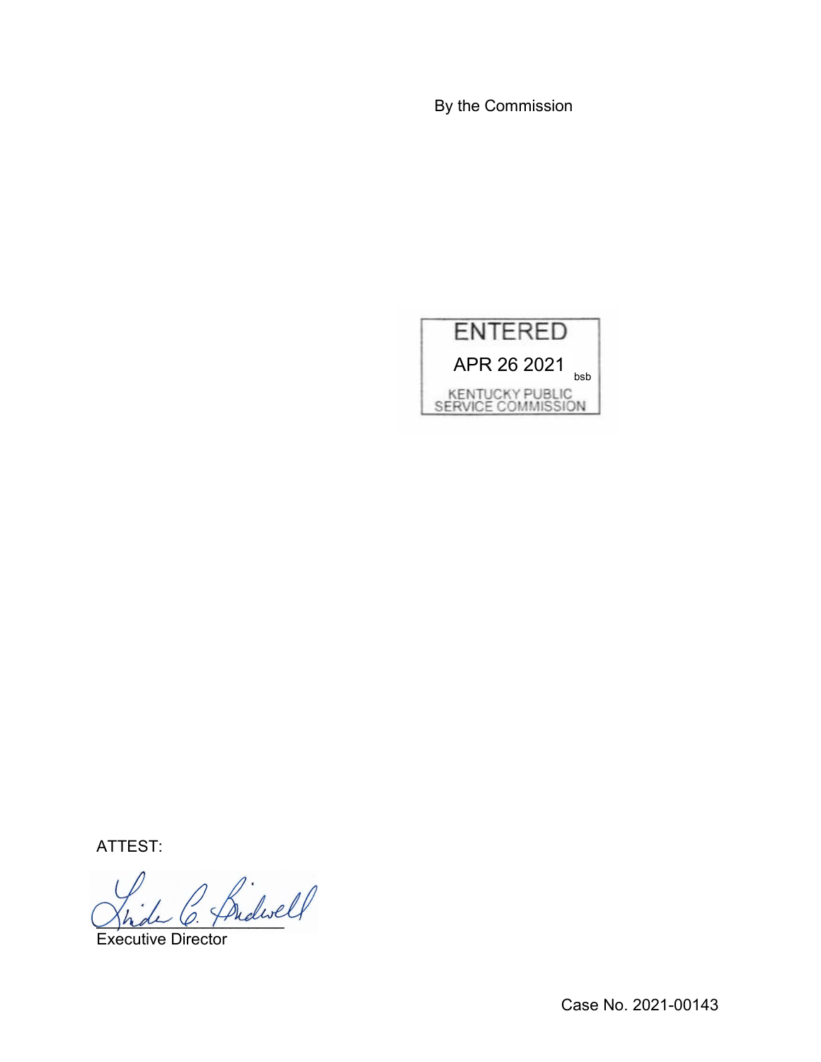By the Commission

ENTERED

APR 26 2021 bsb

KENTUCKY PUBLIC SERVICE COMMISSION

ATTEST:

Executive Director

Case No. 2021-00143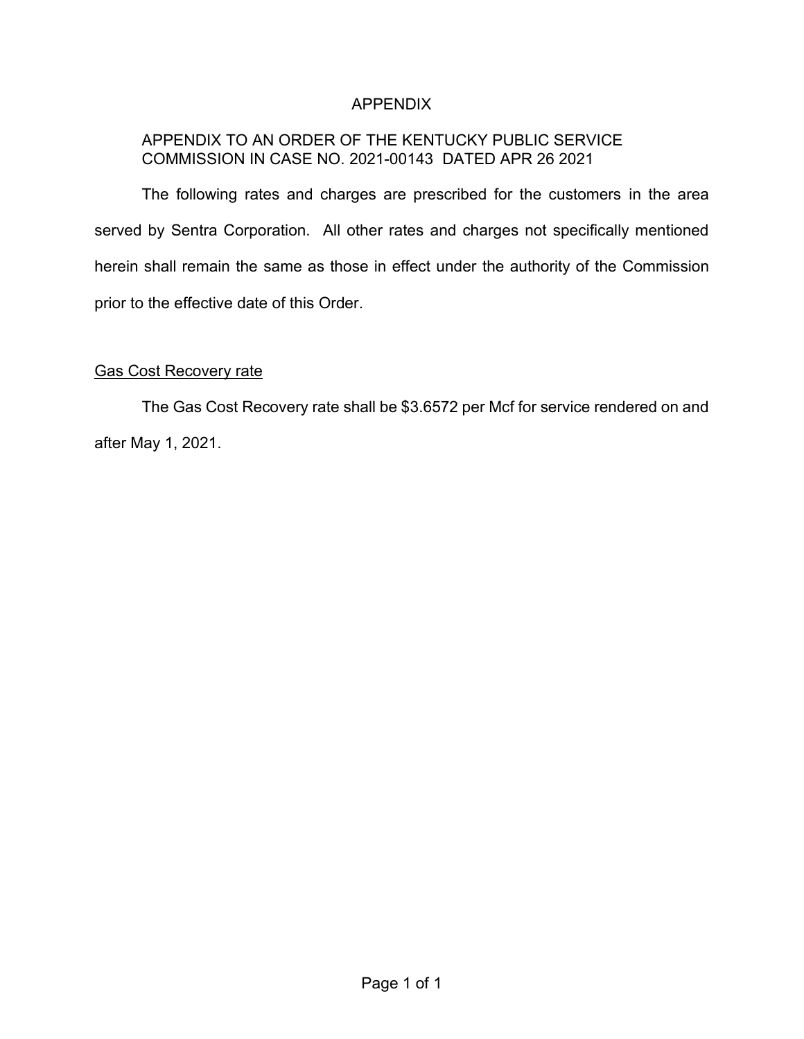# APPENDIX

APPENDIX TO AN ORDER OF THE KENTUCKY PUBLIC SERVICE COMMISSION IN CASE NO. 2021-00143 DATED APR 26 2021

The following rates and charges are prescribed for the customers in the area served by Sentra Corporation. All other rates and charges not specifically mentioned herein shall remain the same as those in effect under the authority of the Commission prior to the effective date of this Order.

Gas Cost Recovery rate

The Gas Cost Recovery rate shall be $3.6572 per Mcf for service rendered on and after May 1, 2021.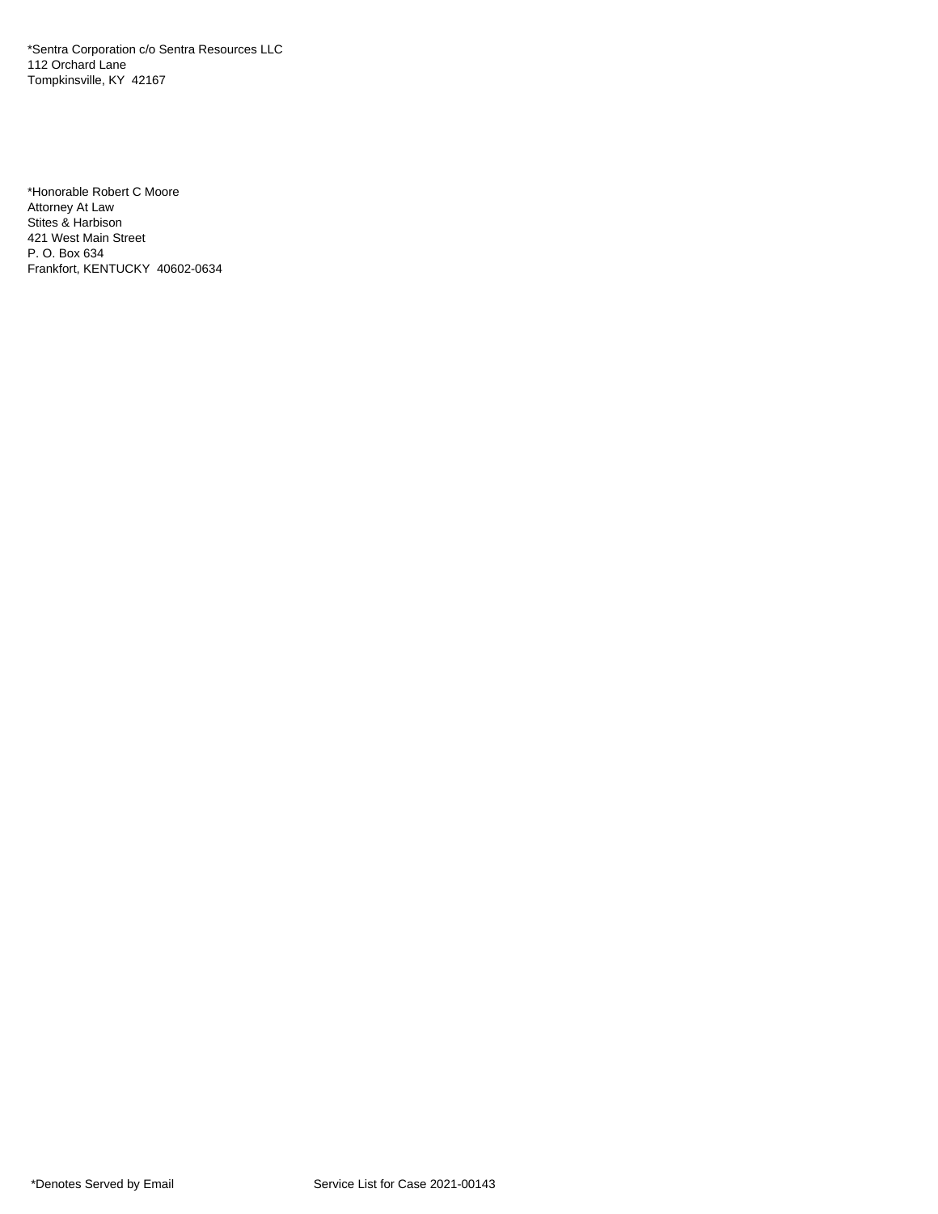*Sentra Corporation c/o Sentra Resources LLC
112 Orchard Lane
Tompkinsville, KY  42167

*Honorable Robert C Moore
Attorney At Law
Stites & Harbison
421 West Main Street
P. O. Box 634
Frankfort, KENTUCKY  40602-0634

*Denotes Served by Email

Service List for Case 2021-00143